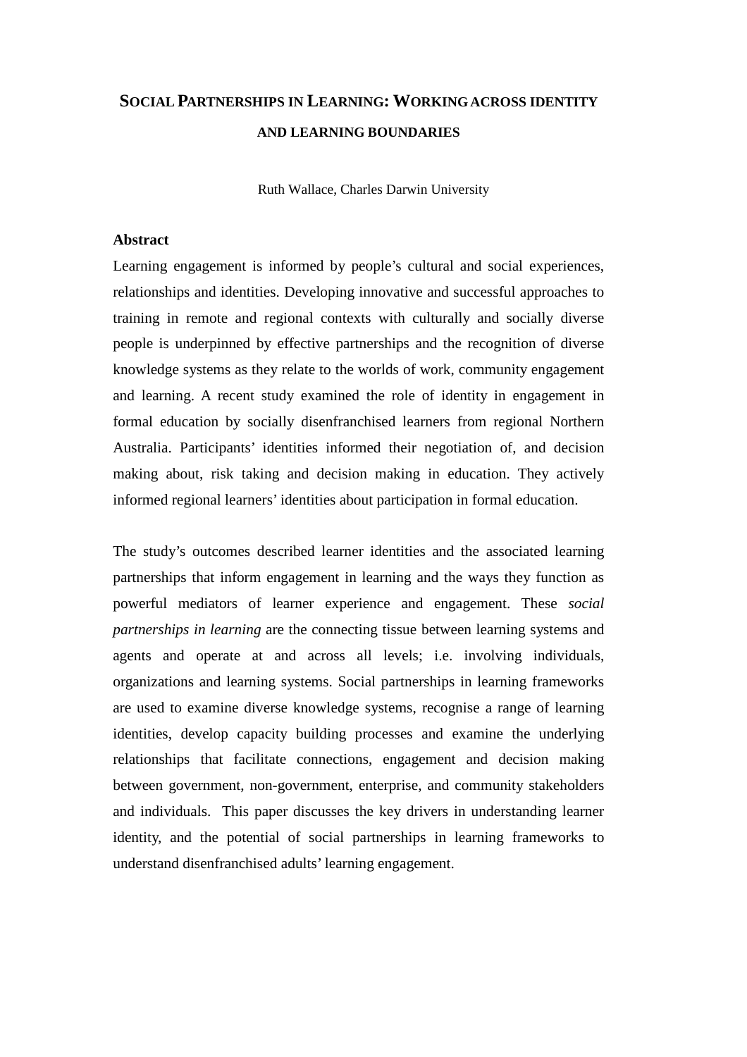# Social Partnerships in Learning: Working across identity and learning boundaries

Ruth Wallace, Charles Darwin University

**Abstract**

Learning engagement is informed by people's cultural and social experiences, relationships and identities. Developing innovative and successful approaches to training in remote and regional contexts with culturally and socially diverse people is underpinned by effective partnerships and the recognition of diverse knowledge systems as they relate to the worlds of work, community engagement and learning. A recent study examined the role of identity in engagement in formal education by socially disenfranchised learners from regional Northern Australia. Participants' identities informed their negotiation of, and decision making about, risk taking and decision making in education. They actively informed regional learners' identities about participation in formal education.

The study's outcomes described learner identities and the associated learning partnerships that inform engagement in learning and the ways they function as powerful mediators of learner experience and engagement. These *social partnerships in learning* are the connecting tissue between learning systems and agents and operate at and across all levels; i.e. involving individuals, organizations and learning systems. Social partnerships in learning frameworks are used to examine diverse knowledge systems, recognise a range of learning identities, develop capacity building processes and examine the underlying relationships that facilitate connections, engagement and decision making between government, non-government, enterprise, and community stakeholders and individuals. This paper discusses the key drivers in understanding learner identity, and the potential of social partnerships in learning frameworks to understand disenfranchised adults' learning engagement.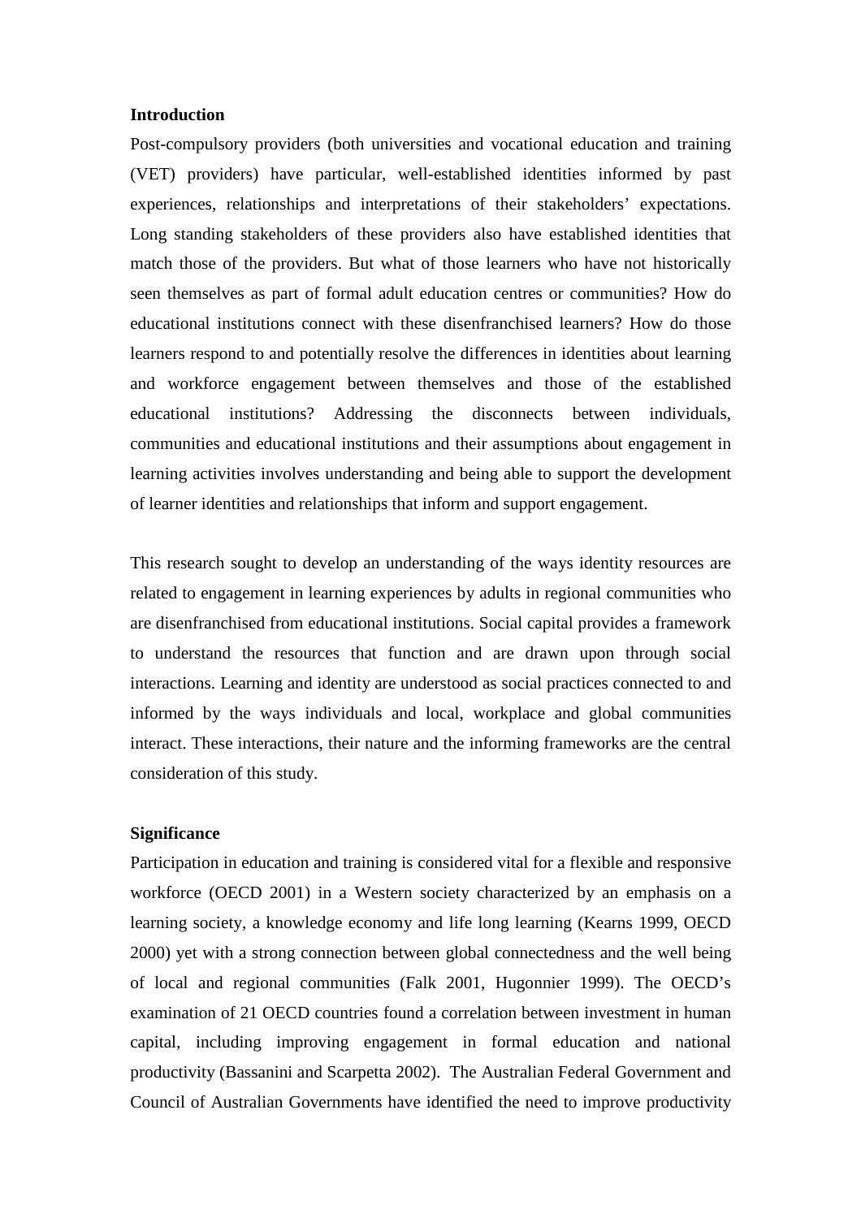**Introduction**

Post-compulsory providers (both universities and vocational education and training (VET) providers) have particular, well-established identities informed by past experiences, relationships and interpretations of their stakeholders' expectations. Long standing stakeholders of these providers also have established identities that match those of the providers. But what of those learners who have not historically seen themselves as part of formal adult education centres or communities? How do educational institutions connect with these disenfranchised learners? How do those learners respond to and potentially resolve the differences in identities about learning and workforce engagement between themselves and those of the established educational institutions? Addressing the disconnects between individuals, communities and educational institutions and their assumptions about engagement in learning activities involves understanding and being able to support the development of learner identities and relationships that inform and support engagement.

This research sought to develop an understanding of the ways identity resources are related to engagement in learning experiences by adults in regional communities who are disenfranchised from educational institutions. Social capital provides a framework to understand the resources that function and are drawn upon through social interactions. Learning and identity are understood as social practices connected to and informed by the ways individuals and local, workplace and global communities interact. These interactions, their nature and the informing frameworks are the central consideration of this study.

**Significance**

Participation in education and training is considered vital for a flexible and responsive workforce (OECD 2001) in a Western society characterized by an emphasis on a learning society, a knowledge economy and life long learning (Kearns 1999, OECD 2000) yet with a strong connection between global connectedness and the well being of local and regional communities (Falk 2001, Hugonnier 1999). The OECD's examination of 21 OECD countries found a correlation between investment in human capital, including improving engagement in formal education and national productivity (Bassanini and Scarpetta 2002). The Australian Federal Government and Council of Australian Governments have identified the need to improve productivity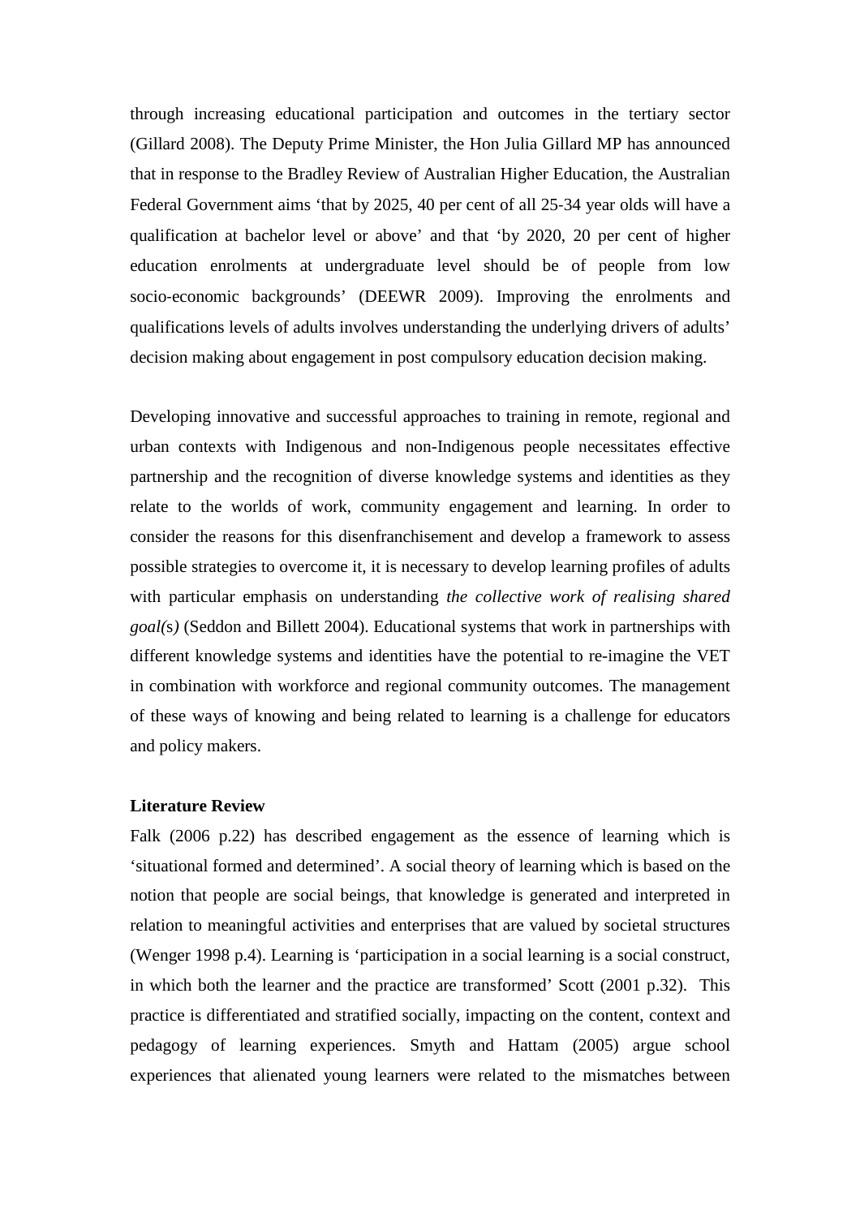through increasing educational participation and outcomes in the tertiary sector (Gillard 2008). The Deputy Prime Minister, the Hon Julia Gillard MP has announced that in response to the Bradley Review of Australian Higher Education, the Australian Federal Government aims 'that by 2025, 40 per cent of all 25-34 year olds will have a qualification at bachelor level or above' and that 'by 2020, 20 per cent of higher education enrolments at undergraduate level should be of people from low socio-economic backgrounds' (DEEWR 2009). Improving the enrolments and qualifications levels of adults involves understanding the underlying drivers of adults' decision making about engagement in post compulsory education decision making.

Developing innovative and successful approaches to training in remote, regional and urban contexts with Indigenous and non-Indigenous people necessitates effective partnership and the recognition of diverse knowledge systems and identities as they relate to the worlds of work, community engagement and learning. In order to consider the reasons for this disenfranchisement and develop a framework to assess possible strategies to overcome it, it is necessary to develop learning profiles of adults with particular emphasis on understanding *the collective work of realising shared goal(s)* (Seddon and Billett 2004). Educational systems that work in partnerships with different knowledge systems and identities have the potential to re-imagine the VET in combination with workforce and regional community outcomes. The management of these ways of knowing and being related to learning is a challenge for educators and policy makers.

**Literature Review**

Falk (2006 p.22) has described engagement as the essence of learning which is 'situational formed and determined'. A social theory of learning which is based on the notion that people are social beings, that knowledge is generated and interpreted in relation to meaningful activities and enterprises that are valued by societal structures (Wenger 1998 p.4). Learning is 'participation in a social learning is a social construct, in which both the learner and the practice are transformed' Scott (2001 p.32). This practice is differentiated and stratified socially, impacting on the content, context and pedagogy of learning experiences. Smyth and Hattam (2005) argue school experiences that alienated young learners were related to the mismatches between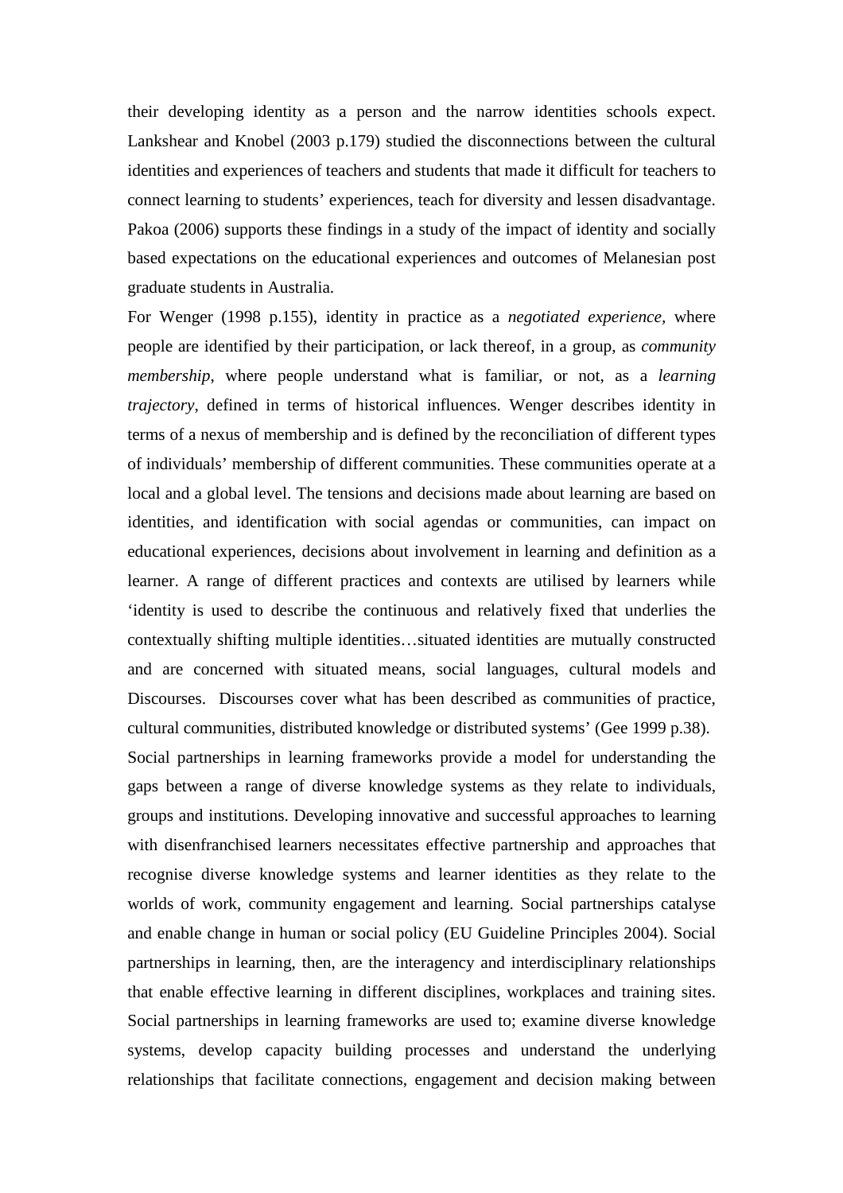their developing identity as a person and the narrow identities schools expect. Lankshear and Knobel (2003 p.179) studied the disconnections between the cultural identities and experiences of teachers and students that made it difficult for teachers to connect learning to students' experiences, teach for diversity and lessen disadvantage. Pakoa (2006) supports these findings in a study of the impact of identity and socially based expectations on the educational experiences and outcomes of Melanesian post graduate students in Australia.

For Wenger (1998 p.155), identity in practice as a *negotiated experience*, where people are identified by their participation, or lack thereof, in a group, as *community membership*, where people understand what is familiar, or not, as a *learning trajectory*, defined in terms of historical influences. Wenger describes identity in terms of a nexus of membership and is defined by the reconciliation of different types of individuals' membership of different communities. These communities operate at a local and a global level. The tensions and decisions made about learning are based on identities, and identification with social agendas or communities, can impact on educational experiences, decisions about involvement in learning and definition as a learner. A range of different practices and contexts are utilised by learners while 'identity is used to describe the continuous and relatively fixed that underlies the contextually shifting multiple identities…situated identities are mutually constructed and are concerned with situated means, social languages, cultural models and Discourses. Discourses cover what has been described as communities of practice, cultural communities, distributed knowledge or distributed systems' (Gee 1999 p.38).

Social partnerships in learning frameworks provide a model for understanding the gaps between a range of diverse knowledge systems as they relate to individuals, groups and institutions. Developing innovative and successful approaches to learning with disenfranchised learners necessitates effective partnership and approaches that recognise diverse knowledge systems and learner identities as they relate to the worlds of work, community engagement and learning. Social partnerships catalyse and enable change in human or social policy (EU Guideline Principles 2004). Social partnerships in learning, then, are the interagency and interdisciplinary relationships that enable effective learning in different disciplines, workplaces and training sites. Social partnerships in learning frameworks are used to; examine diverse knowledge systems, develop capacity building processes and understand the underlying relationships that facilitate connections, engagement and decision making between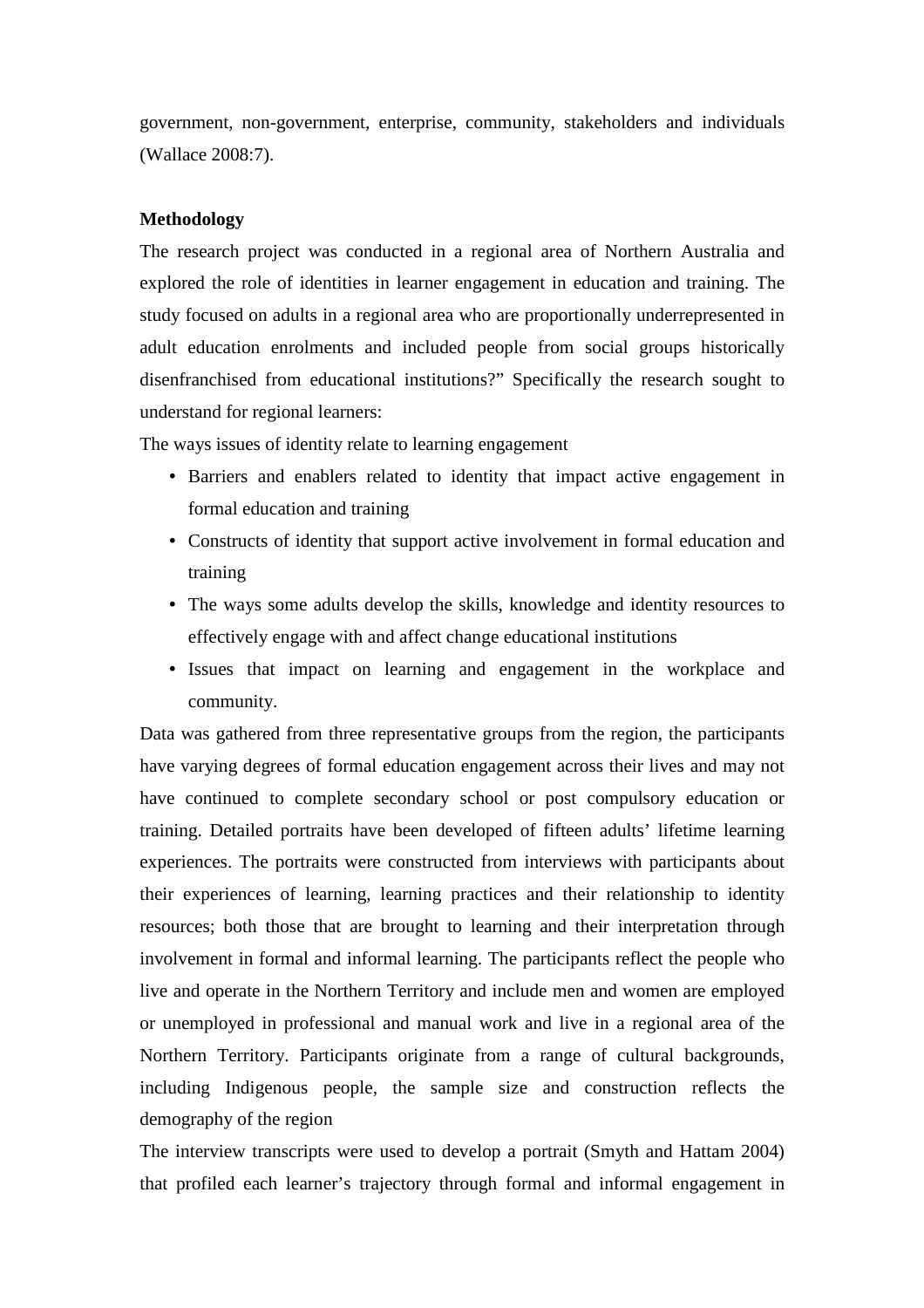government, non-government, enterprise, community, stakeholders and individuals (Wallace 2008:7).

**Methodology**

The research project was conducted in a regional area of Northern Australia and explored the role of identities in learner engagement in education and training. The study focused on adults in a regional area who are proportionally underrepresented in adult education enrolments and included people from social groups historically disenfranchised from educational institutions?" Specifically the research sought to understand for regional learners:

The ways issues of identity relate to learning engagement

- Barriers and enablers related to identity that impact active engagement in formal education and training
- Constructs of identity that support active involvement in formal education and training
- The ways some adults develop the skills, knowledge and identity resources to effectively engage with and affect change educational institutions
- Issues that impact on learning and engagement in the workplace and community.

Data was gathered from three representative groups from the region, the participants have varying degrees of formal education engagement across their lives and may not have continued to complete secondary school or post compulsory education or training. Detailed portraits have been developed of fifteen adults' lifetime learning experiences. The portraits were constructed from interviews with participants about their experiences of learning, learning practices and their relationship to identity resources; both those that are brought to learning and their interpretation through involvement in formal and informal learning. The participants reflect the people who live and operate in the Northern Territory and include men and women are employed or unemployed in professional and manual work and live in a regional area of the Northern Territory. Participants originate from a range of cultural backgrounds, including Indigenous people, the sample size and construction reflects the demography of the region

The interview transcripts were used to develop a portrait (Smyth and Hattam 2004) that profiled each learner's trajectory through formal and informal engagement in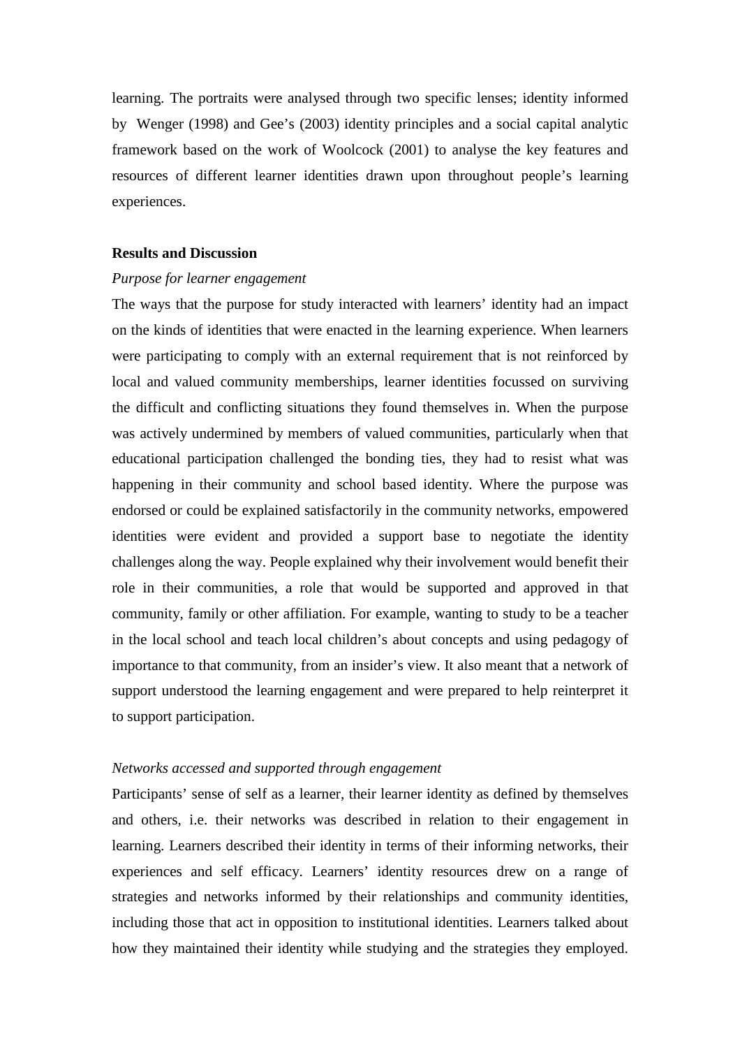learning. The portraits were analysed through two specific lenses; identity informed by Wenger (1998) and Gee's (2003) identity principles and a social capital analytic framework based on the work of Woolcock (2001) to analyse the key features and resources of different learner identities drawn upon throughout people's learning experiences.

## Results and Discussion

### *Purpose for learner engagement*

The ways that the purpose for study interacted with learners' identity had an impact on the kinds of identities that were enacted in the learning experience. When learners were participating to comply with an external requirement that is not reinforced by local and valued community memberships, learner identities focussed on surviving the difficult and conflicting situations they found themselves in. When the purpose was actively undermined by members of valued communities, particularly when that educational participation challenged the bonding ties, they had to resist what was happening in their community and school based identity. Where the purpose was endorsed or could be explained satisfactorily in the community networks, empowered identities were evident and provided a support base to negotiate the identity challenges along the way. People explained why their involvement would benefit their role in their communities, a role that would be supported and approved in that community, family or other affiliation. For example, wanting to study to be a teacher in the local school and teach local children's about concepts and using pedagogy of importance to that community, from an insider's view. It also meant that a network of support understood the learning engagement and were prepared to help reinterpret it to support participation.

### *Networks accessed and supported through engagement*

Participants' sense of self as a learner, their learner identity as defined by themselves and others, i.e. their networks was described in relation to their engagement in learning. Learners described their identity in terms of their informing networks, their experiences and self efficacy. Learners' identity resources drew on a range of strategies and networks informed by their relationships and community identities, including those that act in opposition to institutional identities. Learners talked about how they maintained their identity while studying and the strategies they employed.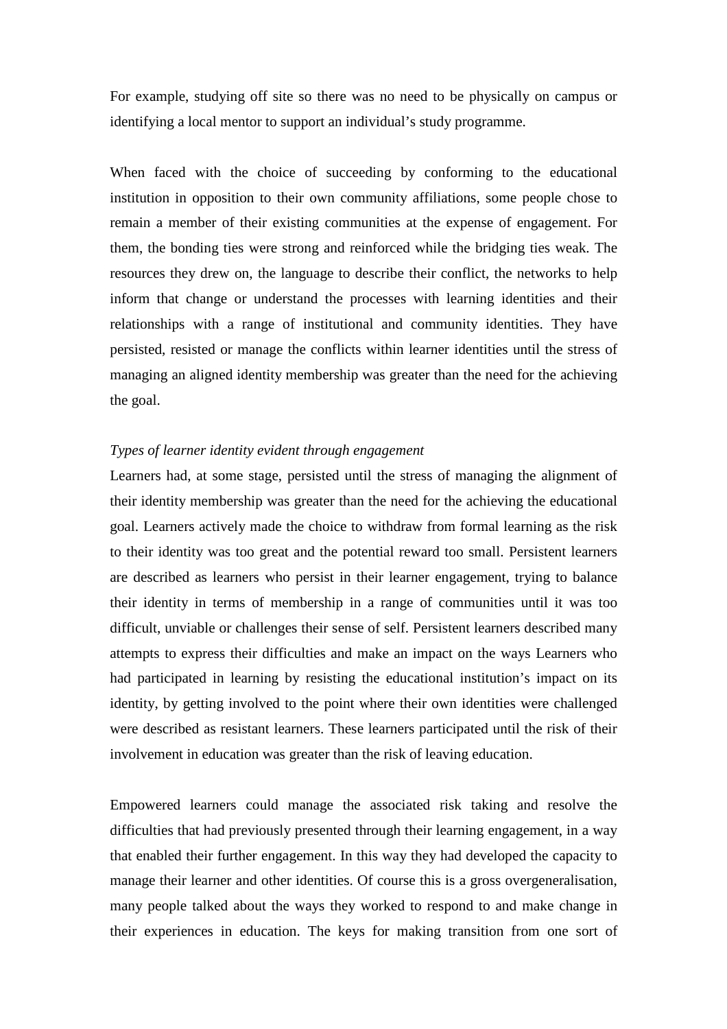For example, studying off site so there was no need to be physically on campus or identifying a local mentor to support an individual's study programme.

When faced with the choice of succeeding by conforming to the educational institution in opposition to their own community affiliations, some people chose to remain a member of their existing communities at the expense of engagement. For them, the bonding ties were strong and reinforced while the bridging ties weak. The resources they drew on, the language to describe their conflict, the networks to help inform that change or understand the processes with learning identities and their relationships with a range of institutional and community identities. They have persisted, resisted or manage the conflicts within learner identities until the stress of managing an aligned identity membership was greater than the need for the achieving the goal.

*Types of learner identity evident through engagement*

Learners had, at some stage, persisted until the stress of managing the alignment of their identity membership was greater than the need for the achieving the educational goal. Learners actively made the choice to withdraw from formal learning as the risk to their identity was too great and the potential reward too small. Persistent learners are described as learners who persist in their learner engagement, trying to balance their identity in terms of membership in a range of communities until it was too difficult, unviable or challenges their sense of self. Persistent learners described many attempts to express their difficulties and make an impact on the ways Learners who had participated in learning by resisting the educational institution's impact on its identity, by getting involved to the point where their own identities were challenged were described as resistant learners. These learners participated until the risk of their involvement in education was greater than the risk of leaving education.

Empowered learners could manage the associated risk taking and resolve the difficulties that had previously presented through their learning engagement, in a way that enabled their further engagement. In this way they had developed the capacity to manage their learner and other identities. Of course this is a gross overgeneralisation, many people talked about the ways they worked to respond to and make change in their experiences in education. The keys for making transition from one sort of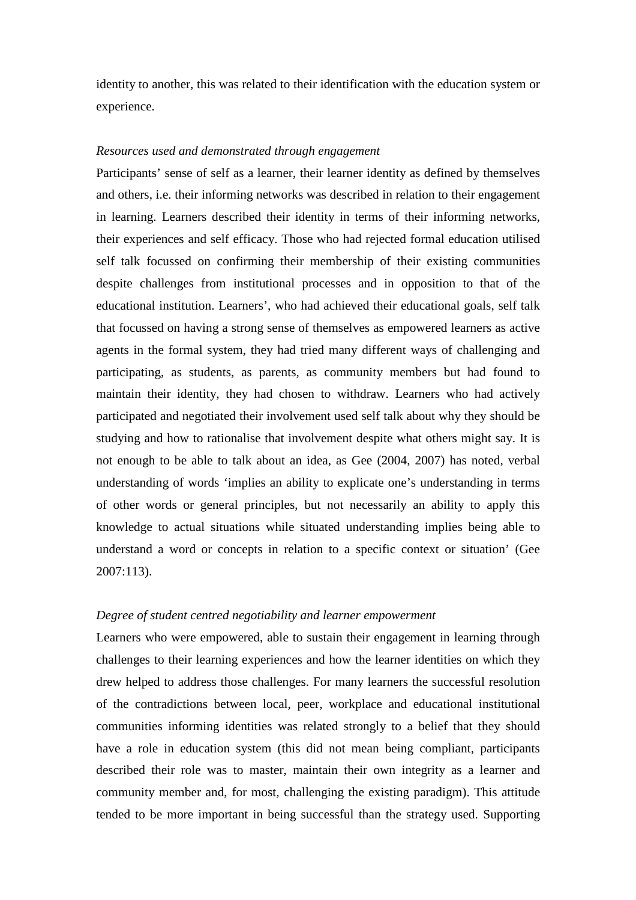identity to another, this was related to their identification with the education system or experience.

*Resources used and demonstrated through engagement*

Participants' sense of self as a learner, their learner identity as defined by themselves and others, i.e. their informing networks was described in relation to their engagement in learning. Learners described their identity in terms of their informing networks, their experiences and self efficacy. Those who had rejected formal education utilised self talk focussed on confirming their membership of their existing communities despite challenges from institutional processes and in opposition to that of the educational institution. Learners', who had achieved their educational goals, self talk that focussed on having a strong sense of themselves as empowered learners as active agents in the formal system, they had tried many different ways of challenging and participating, as students, as parents, as community members but had found to maintain their identity, they had chosen to withdraw. Learners who had actively participated and negotiated their involvement used self talk about why they should be studying and how to rationalise that involvement despite what others might say. It is not enough to be able to talk about an idea, as Gee (2004, 2007) has noted, verbal understanding of words 'implies an ability to explicate one's understanding in terms of other words or general principles, but not necessarily an ability to apply this knowledge to actual situations while situated understanding implies being able to understand a word or concepts in relation to a specific context or situation' (Gee 2007:113).

*Degree of student centred negotiability and learner empowerment*

Learners who were empowered, able to sustain their engagement in learning through challenges to their learning experiences and how the learner identities on which they drew helped to address those challenges. For many learners the successful resolution of the contradictions between local, peer, workplace and educational institutional communities informing identities was related strongly to a belief that they should have a role in education system (this did not mean being compliant, participants described their role was to master, maintain their own integrity as a learner and community member and, for most, challenging the existing paradigm). This attitude tended to be more important in being successful than the strategy used. Supporting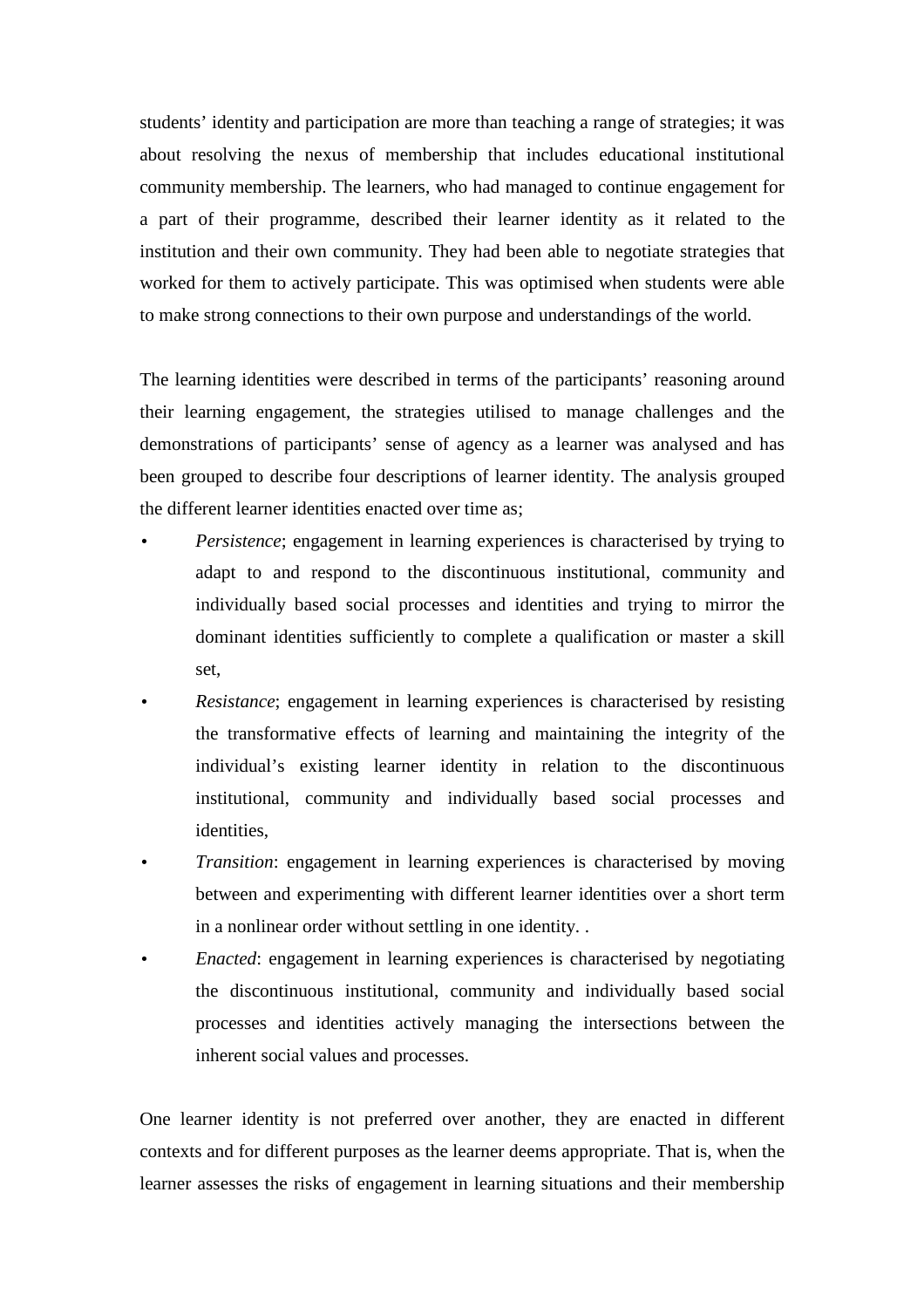students' identity and participation are more than teaching a range of strategies; it was about resolving the nexus of membership that includes educational institutional community membership. The learners, who had managed to continue engagement for a part of their programme, described their learner identity as it related to the institution and their own community. They had been able to negotiate strategies that worked for them to actively participate. This was optimised when students were able to make strong connections to their own purpose and understandings of the world.

The learning identities were described in terms of the participants' reasoning around their learning engagement, the strategies utilised to manage challenges and the demonstrations of participants' sense of agency as a learner was analysed and has been grouped to describe four descriptions of learner identity. The analysis grouped the different learner identities enacted over time as;

- *Persistence*; engagement in learning experiences is characterised by trying to adapt to and respond to the discontinuous institutional, community and individually based social processes and identities and trying to mirror the dominant identities sufficiently to complete a qualification or master a skill set,
- *Resistance*; engagement in learning experiences is characterised by resisting the transformative effects of learning and maintaining the integrity of the individual's existing learner identity in relation to the discontinuous institutional, community and individually based social processes and identities,
- *Transition*: engagement in learning experiences is characterised by moving between and experimenting with different learner identities over a short term in a nonlinear order without settling in one identity. .
- *Enacted*: engagement in learning experiences is characterised by negotiating the discontinuous institutional, community and individually based social processes and identities actively managing the intersections between the inherent social values and processes.

One learner identity is not preferred over another, they are enacted in different contexts and for different purposes as the learner deems appropriate. That is, when the learner assesses the risks of engagement in learning situations and their membership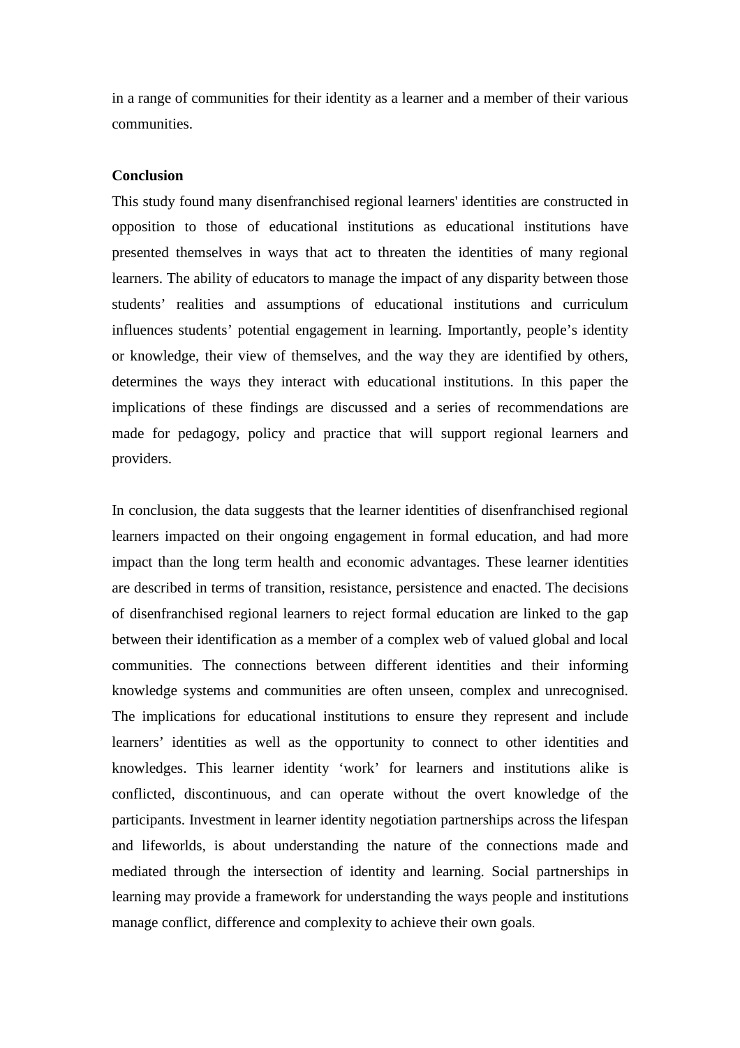in a range of communities for their identity as a learner and a member of their various communities.

## Conclusion

This study found many disenfranchised regional learners' identities are constructed in opposition to those of educational institutions as educational institutions have presented themselves in ways that act to threaten the identities of many regional learners. The ability of educators to manage the impact of any disparity between those students' realities and assumptions of educational institutions and curriculum influences students' potential engagement in learning. Importantly, people's identity or knowledge, their view of themselves, and the way they are identified by others, determines the ways they interact with educational institutions. In this paper the implications of these findings are discussed and a series of recommendations are made for pedagogy, policy and practice that will support regional learners and providers.

In conclusion, the data suggests that the learner identities of disenfranchised regional learners impacted on their ongoing engagement in formal education, and had more impact than the long term health and economic advantages. These learner identities are described in terms of transition, resistance, persistence and enacted. The decisions of disenfranchised regional learners to reject formal education are linked to the gap between their identification as a member of a complex web of valued global and local communities. The connections between different identities and their informing knowledge systems and communities are often unseen, complex and unrecognised. The implications for educational institutions to ensure they represent and include learners' identities as well as the opportunity to connect to other identities and knowledges. This learner identity 'work' for learners and institutions alike is conflicted, discontinuous, and can operate without the overt knowledge of the participants. Investment in learner identity negotiation partnerships across the lifespan and lifeworlds, is about understanding the nature of the connections made and mediated through the intersection of identity and learning. Social partnerships in learning may provide a framework for understanding the ways people and institutions manage conflict, difference and complexity to achieve their own goals.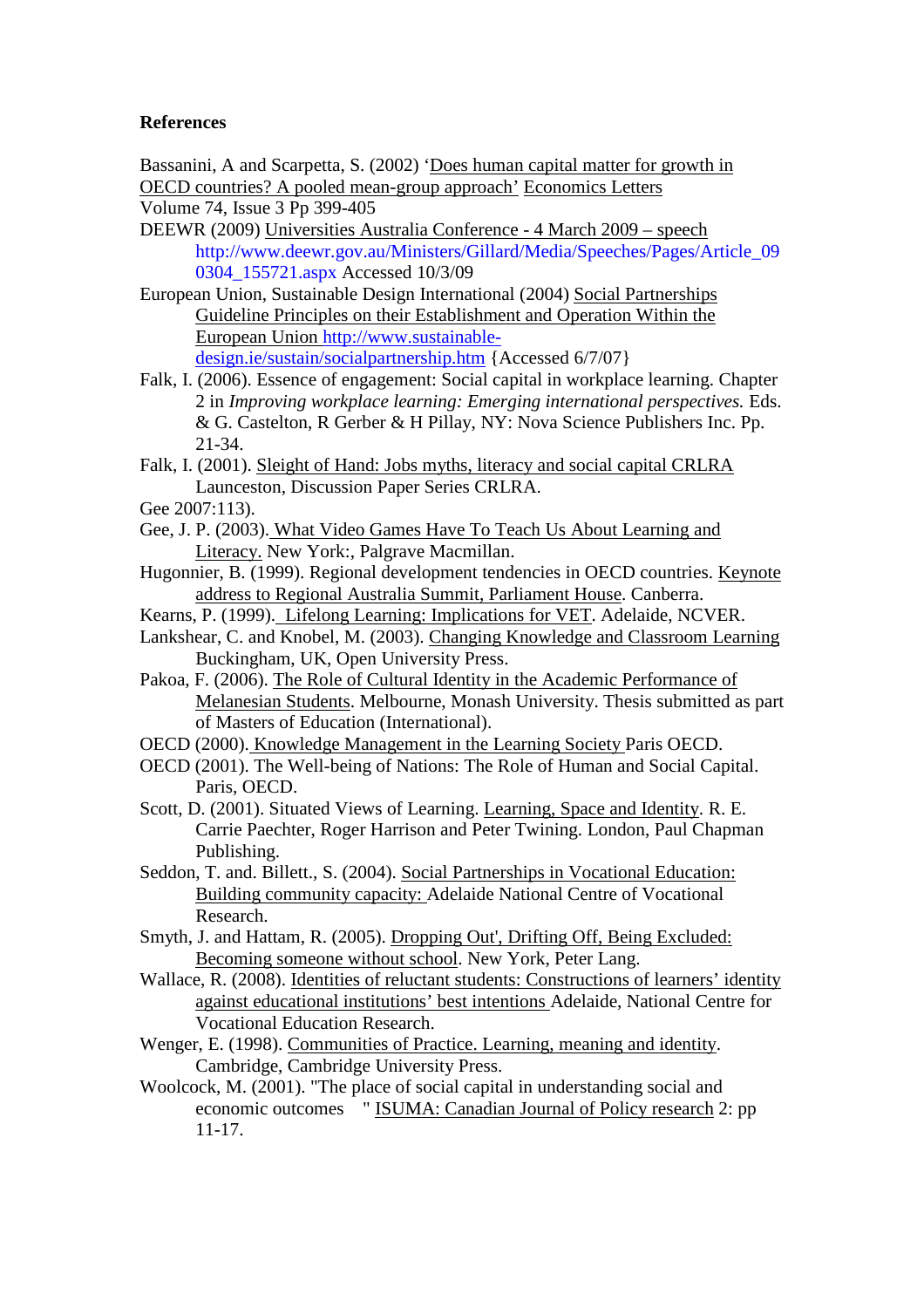**References**

Bassanini, A and Scarpetta, S. (2002) 'Does human capital matter for growth in OECD countries? A pooled mean-group approach' Economics Letters Volume 74, Issue 3 Pp 399-405

DEEWR (2009) Universities Australia Conference - 4 March 2009 – speech http://www.deewr.gov.au/Ministers/Gillard/Media/Speeches/Pages/Article_090304_155721.aspx Accessed 10/3/09

European Union, Sustainable Design International (2004) Social Partnerships Guideline Principles on their Establishment and Operation Within the European Union http://www.sustainable-design.ie/sustain/socialpartnership.htm {Accessed 6/7/07}

Falk, I. (2006). Essence of engagement: Social capital in workplace learning. Chapter 2 in *Improving workplace learning: Emerging international perspectives.* Eds. & G. Castelton, R Gerber & H Pillay, NY: Nova Science Publishers Inc. Pp. 21-34.

Falk, I. (2001). Sleight of Hand: Jobs myths, literacy and social capital CRLRA Launceston, Discussion Paper Series CRLRA.

Gee 2007:113).

Gee, J. P. (2003). What Video Games Have To Teach Us About Learning and Literacy. New York:, Palgrave Macmillan.

Hugonnier, B. (1999). Regional development tendencies in OECD countries. Keynote address to Regional Australia Summit, Parliament House. Canberra.

Kearns, P. (1999). Lifelong Learning: Implications for VET. Adelaide, NCVER.

Lankshear, C. and Knobel, M. (2003). Changing Knowledge and Classroom Learning Buckingham, UK, Open University Press.

Pakoa, F. (2006). The Role of Cultural Identity in the Academic Performance of Melanesian Students. Melbourne, Monash University. Thesis submitted as part of Masters of Education (International).

OECD (2000). Knowledge Management in the Learning Society Paris OECD.

OECD (2001). The Well-being of Nations: The Role of Human and Social Capital. Paris, OECD.

Scott, D. (2001). Situated Views of Learning. Learning, Space and Identity. R. E. Carrie Paechter, Roger Harrison and Peter Twining. London, Paul Chapman Publishing.

Seddon, T. and. Billett., S. (2004). Social Partnerships in Vocational Education: Building community capacity: Adelaide National Centre of Vocational Research.

Smyth, J. and Hattam, R. (2005). Dropping Out', Drifting Off, Being Excluded: Becoming someone without school. New York, Peter Lang.

Wallace, R. (2008). Identities of reluctant students: Constructions of learners' identity against educational institutions' best intentions Adelaide, National Centre for Vocational Education Research.

Wenger, E. (1998). Communities of Practice. Learning, meaning and identity. Cambridge, Cambridge University Press.

Woolcock, M. (2001). "The place of social capital in understanding social and economic outcomes " ISUMA: Canadian Journal of Policy research 2: pp 11-17.